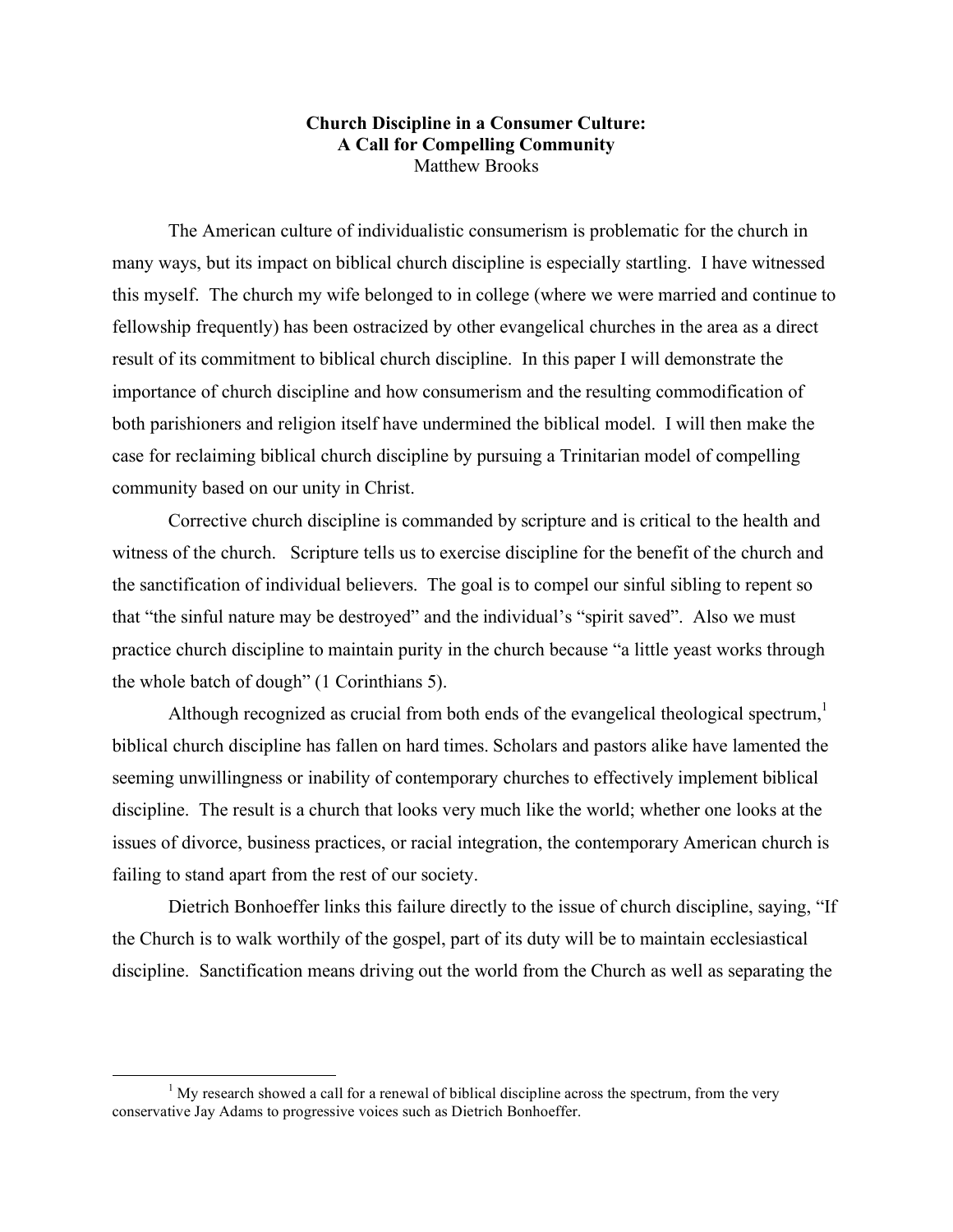# Church Discipline in a Consumer Culture: A Call for Compelling Community

Matthew Brooks

The American culture of individualistic consumerism is problematic for the church in many ways, but its impact on biblical church discipline is especially startling. I have witnessed this myself. The church my wife belonged to in college (where we were married and continue to fellowship frequently) has been ostracized by other evangelical churches in the area as a direct result of its commitment to biblical church discipline. In this paper I will demonstrate the importance of church discipline and how consumerism and the resulting commodification of both parishioners and religion itself have undermined the biblical model. I will then make the case for reclaiming biblical church discipline by pursuing a Trinitarian model of compelling community based on our unity in Christ.

Corrective church discipline is commanded by scripture and is critical to the health and witness of the church. Scripture tells us to exercise discipline for the benefit of the church and the sanctification of individual believers. The goal is to compel our sinful sibling to repent so that "the sinful nature may be destroyed" and the individual's "spirit saved". Also we must practice church discipline to maintain purity in the church because "a little yeast works through the whole batch of dough" (1 Corinthians 5).

Although recognized as crucial from both ends of the evangelical theological spectrum,[1] biblical church discipline has fallen on hard times. Scholars and pastors alike have lamented the seeming unwillingness or inability of contemporary churches to effectively implement biblical discipline. The result is a church that looks very much like the world; whether one looks at the issues of divorce, business practices, or racial integration, the contemporary American church is failing to stand apart from the rest of our society.

Dietrich Bonhoeffer links this failure directly to the issue of church discipline, saying, "If the Church is to walk worthily of the gospel, part of its duty will be to maintain ecclesiastical discipline. Sanctification means driving out the world from the Church as well as separating the

---

[1] My research showed a call for a renewal of biblical discipline across the spectrum, from the very conservative Jay Adams to progressive voices such as Dietrich Bonhoeffer.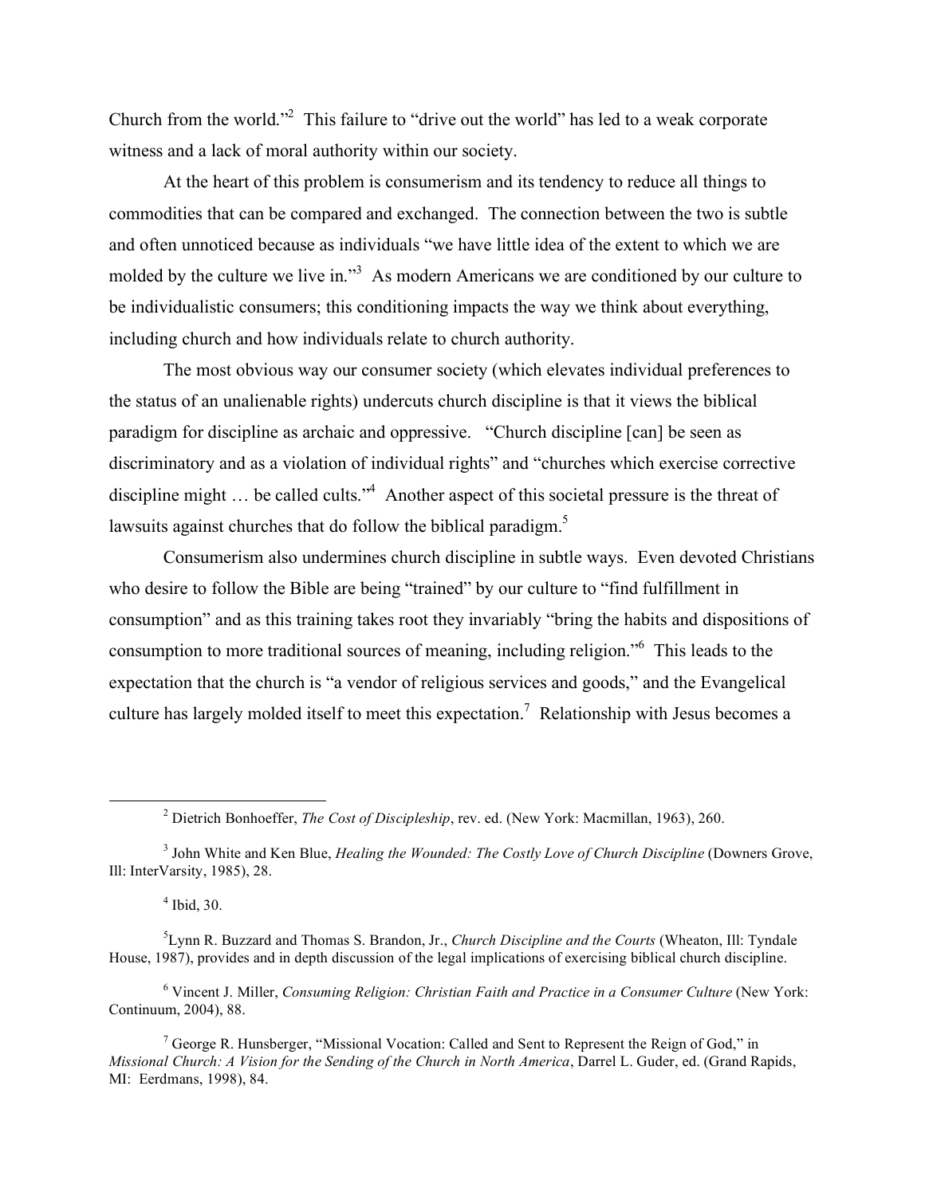Church from the world."[2] This failure to "drive out the world" has led to a weak corporate witness and a lack of moral authority within our society.

At the heart of this problem is consumerism and its tendency to reduce all things to commodities that can be compared and exchanged. The connection between the two is subtle and often unnoticed because as individuals "we have little idea of the extent to which we are molded by the culture we live in."[3] As modern Americans we are conditioned by our culture to be individualistic consumers; this conditioning impacts the way we think about everything, including church and how individuals relate to church authority.

The most obvious way our consumer society (which elevates individual preferences to the status of an unalienable rights) undercuts church discipline is that it views the biblical paradigm for discipline as archaic and oppressive. "Church discipline [can] be seen as discriminatory and as a violation of individual rights" and "churches which exercise corrective discipline might … be called cults."[4] Another aspect of this societal pressure is the threat of lawsuits against churches that do follow the biblical paradigm.[5]

Consumerism also undermines church discipline in subtle ways. Even devoted Christians who desire to follow the Bible are being "trained" by our culture to "find fulfillment in consumption" and as this training takes root they invariably "bring the habits and dispositions of consumption to more traditional sources of meaning, including religion."[6] This leads to the expectation that the church is "a vendor of religious services and goods," and the Evangelical culture has largely molded itself to meet this expectation.[7] Relationship with Jesus becomes a

---

[2] Dietrich Bonhoeffer, *The Cost of Discipleship*, rev. ed. (New York: Macmillan, 1963), 260.

[3] John White and Ken Blue, *Healing the Wounded: The Costly Love of Church Discipline* (Downers Grove, Ill: InterVarsity, 1985), 28.

[4] Ibid, 30.

[5] Lynn R. Buzzard and Thomas S. Brandon, Jr., *Church Discipline and the Courts* (Wheaton, Ill: Tyndale House, 1987), provides and in depth discussion of the legal implications of exercising biblical church discipline.

[6] Vincent J. Miller, *Consuming Religion: Christian Faith and Practice in a Consumer Culture* (New York: Continuum, 2004), 88.

[7] George R. Hunsberger, "Missional Vocation: Called and Sent to Represent the Reign of God," in *Missional Church: A Vision for the Sending of the Church in North America*, Darrel L. Guder, ed. (Grand Rapids, MI: Eerdmans, 1998), 84.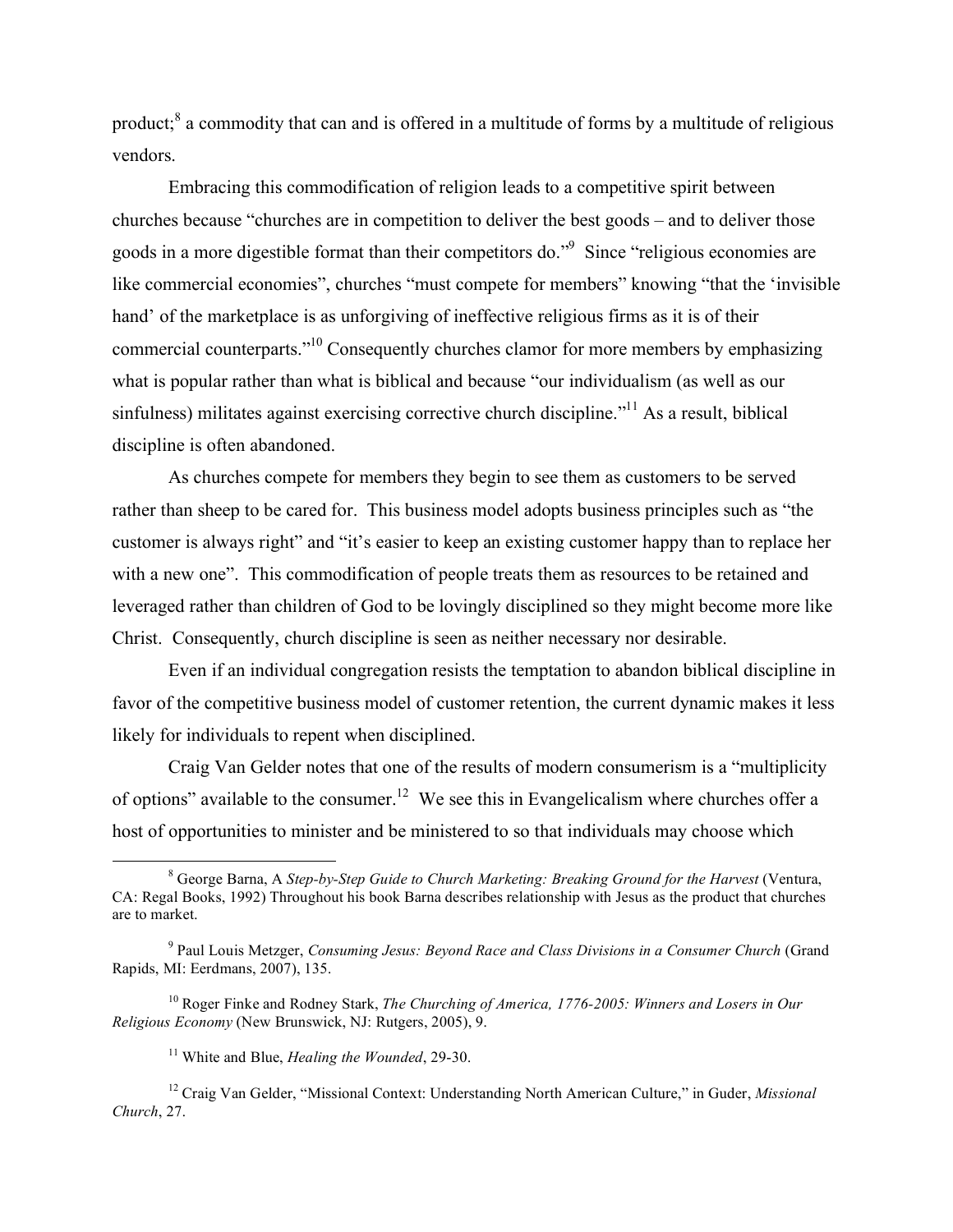product;[8] a commodity that can and is offered in a multitude of forms by a multitude of religious vendors.

Embracing this commodification of religion leads to a competitive spirit between churches because "churches are in competition to deliver the best goods – and to deliver those goods in a more digestible format than their competitors do."[9] Since "religious economies are like commercial economies", churches "must compete for members" knowing "that the 'invisible hand' of the marketplace is as unforgiving of ineffective religious firms as it is of their commercial counterparts."[10] Consequently churches clamor for more members by emphasizing what is popular rather than what is biblical and because "our individualism (as well as our sinfulness) militates against exercising corrective church discipline."[11] As a result, biblical discipline is often abandoned.

As churches compete for members they begin to see them as customers to be served rather than sheep to be cared for. This business model adopts business principles such as "the customer is always right" and "it's easier to keep an existing customer happy than to replace her with a new one". This commodification of people treats them as resources to be retained and leveraged rather than children of God to be lovingly disciplined so they might become more like Christ. Consequently, church discipline is seen as neither necessary nor desirable.

Even if an individual congregation resists the temptation to abandon biblical discipline in favor of the competitive business model of customer retention, the current dynamic makes it less likely for individuals to repent when disciplined.

Craig Van Gelder notes that one of the results of modern consumerism is a "multiplicity of options" available to the consumer.[12] We see this in Evangelicalism where churches offer a host of opportunities to minister and be ministered to so that individuals may choose which

---

[8] George Barna, A *Step-by-Step Guide to Church Marketing: Breaking Ground for the Harvest* (Ventura, CA: Regal Books, 1992) Throughout his book Barna describes relationship with Jesus as the product that churches are to market.

[9] Paul Louis Metzger, *Consuming Jesus: Beyond Race and Class Divisions in a Consumer Church* (Grand Rapids, MI: Eerdmans, 2007), 135.

[10] Roger Finke and Rodney Stark, *The Churching of America, 1776-2005: Winners and Losers in Our Religious Economy* (New Brunswick, NJ: Rutgers, 2005), 9.

[11] White and Blue, *Healing the Wounded*, 29-30.

[12] Craig Van Gelder, "Missional Context: Understanding North American Culture," in Guder, *Missional Church*, 27.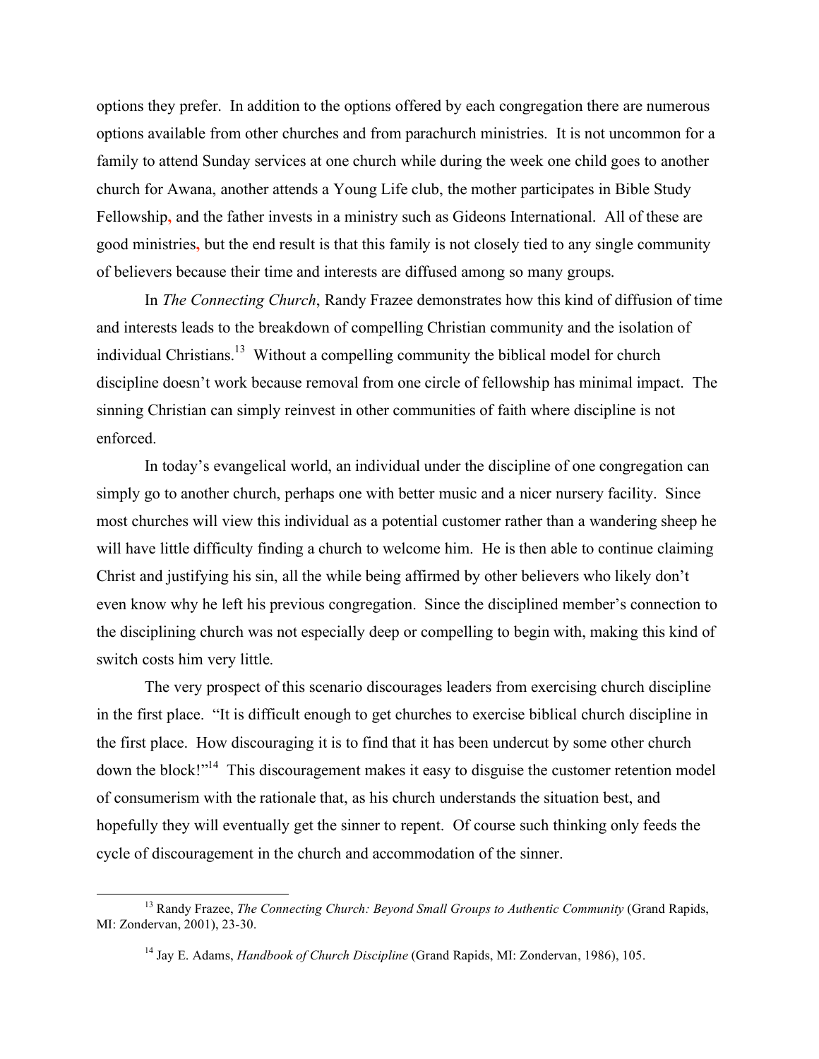options they prefer. In addition to the options offered by each congregation there are numerous options available from other churches and from parachurch ministries. It is not uncommon for a family to attend Sunday services at one church while during the week one child goes to another church for Awana, another attends a Young Life club, the mother participates in Bible Study Fellowship, and the father invests in a ministry such as Gideons International. All of these are good ministries, but the end result is that this family is not closely tied to any single community of believers because their time and interests are diffused among so many groups.

In *The Connecting Church*, Randy Frazee demonstrates how this kind of diffusion of time and interests leads to the breakdown of compelling Christian community and the isolation of individual Christians.[13] Without a compelling community the biblical model for church discipline doesn't work because removal from one circle of fellowship has minimal impact. The sinning Christian can simply reinvest in other communities of faith where discipline is not enforced.

In today's evangelical world, an individual under the discipline of one congregation can simply go to another church, perhaps one with better music and a nicer nursery facility. Since most churches will view this individual as a potential customer rather than a wandering sheep he will have little difficulty finding a church to welcome him. He is then able to continue claiming Christ and justifying his sin, all the while being affirmed by other believers who likely don't even know why he left his previous congregation. Since the disciplined member's connection to the disciplining church was not especially deep or compelling to begin with, making this kind of switch costs him very little.

The very prospect of this scenario discourages leaders from exercising church discipline in the first place. "It is difficult enough to get churches to exercise biblical church discipline in the first place. How discouraging it is to find that it has been undercut by some other church down the block!"[14] This discouragement makes it easy to disguise the customer retention model of consumerism with the rationale that, as his church understands the situation best, and hopefully they will eventually get the sinner to repent. Of course such thinking only feeds the cycle of discouragement in the church and accommodation of the sinner.

---

[13] Randy Frazee, *The Connecting Church: Beyond Small Groups to Authentic Community* (Grand Rapids, MI: Zondervan, 2001), 23-30.

[14] Jay E. Adams, *Handbook of Church Discipline* (Grand Rapids, MI: Zondervan, 1986), 105.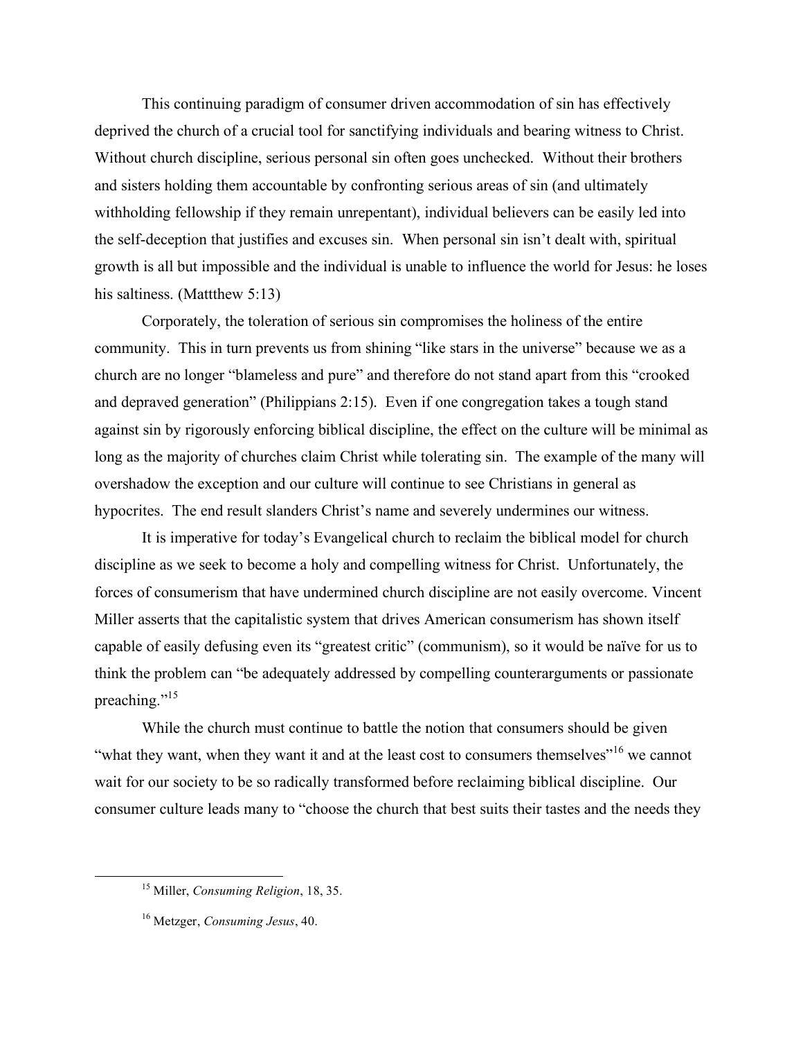This continuing paradigm of consumer driven accommodation of sin has effectively deprived the church of a crucial tool for sanctifying individuals and bearing witness to Christ. Without church discipline, serious personal sin often goes unchecked. Without their brothers and sisters holding them accountable by confronting serious areas of sin (and ultimately withholding fellowship if they remain unrepentant), individual believers can be easily led into the self-deception that justifies and excuses sin. When personal sin isn't dealt with, spiritual growth is all but impossible and the individual is unable to influence the world for Jesus: he loses his saltiness. (Mattthew 5:13)

Corporately, the toleration of serious sin compromises the holiness of the entire community. This in turn prevents us from shining "like stars in the universe" because we as a church are no longer "blameless and pure" and therefore do not stand apart from this "crooked and depraved generation" (Philippians 2:15). Even if one congregation takes a tough stand against sin by rigorously enforcing biblical discipline, the effect on the culture will be minimal as long as the majority of churches claim Christ while tolerating sin. The example of the many will overshadow the exception and our culture will continue to see Christians in general as hypocrites. The end result slanders Christ's name and severely undermines our witness.

It is imperative for today's Evangelical church to reclaim the biblical model for church discipline as we seek to become a holy and compelling witness for Christ. Unfortunately, the forces of consumerism that have undermined church discipline are not easily overcome. Vincent Miller asserts that the capitalistic system that drives American consumerism has shown itself capable of easily defusing even its "greatest critic" (communism), so it would be naïve for us to think the problem can "be adequately addressed by compelling counterarguments or passionate preaching."[15]

While the church must continue to battle the notion that consumers should be given "what they want, when they want it and at the least cost to consumers themselves"[16] we cannot wait for our society to be so radically transformed before reclaiming biblical discipline. Our consumer culture leads many to "choose the church that best suits their tastes and the needs they

---

[15] Miller, *Consuming Religion*, 18, 35.

[16] Metzger, *Consuming Jesus*, 40.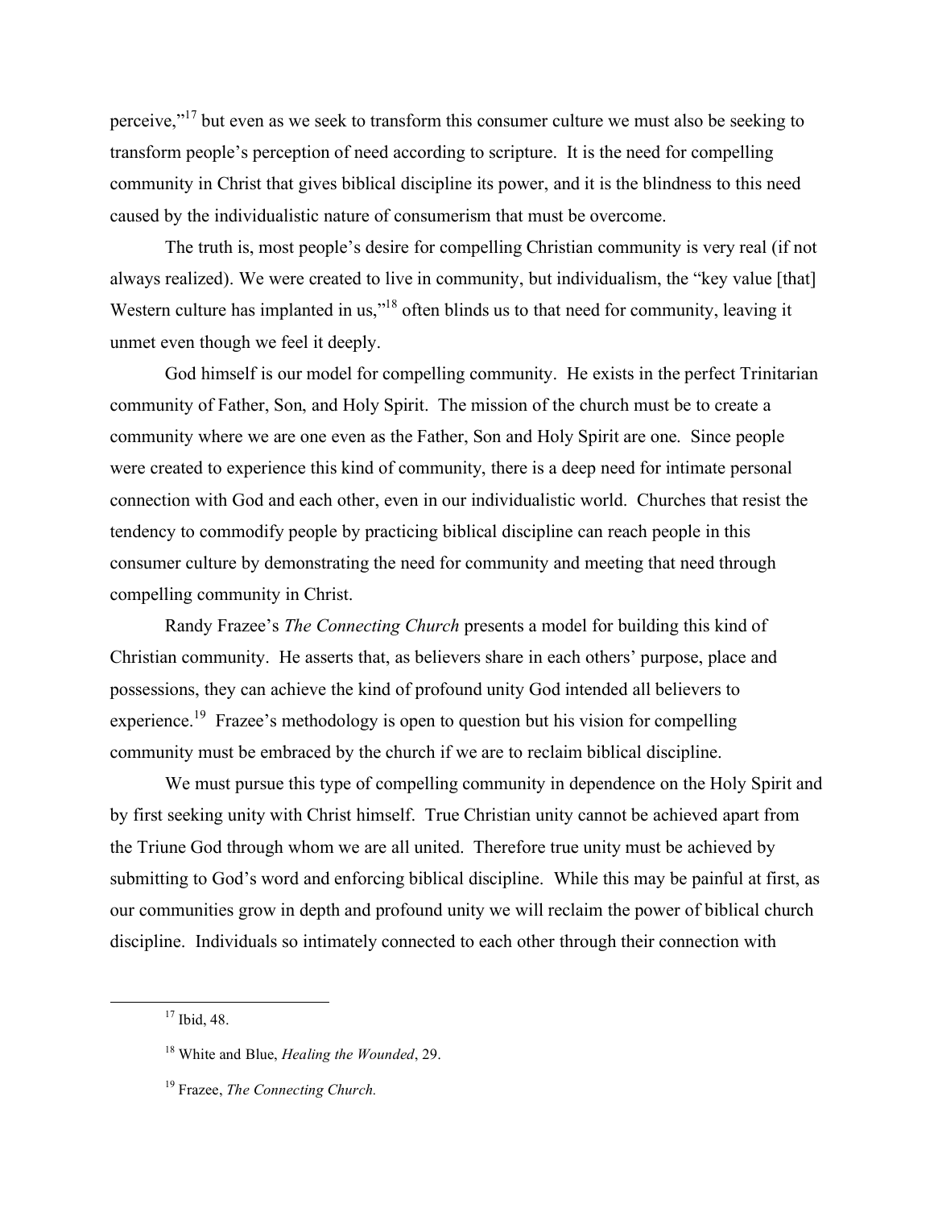perceive,"[17] but even as we seek to transform this consumer culture we must also be seeking to transform people's perception of need according to scripture. It is the need for compelling community in Christ that gives biblical discipline its power, and it is the blindness to this need caused by the individualistic nature of consumerism that must be overcome.

The truth is, most people's desire for compelling Christian community is very real (if not always realized). We were created to live in community, but individualism, the "key value [that] Western culture has implanted in us,"[18] often blinds us to that need for community, leaving it unmet even though we feel it deeply.

God himself is our model for compelling community. He exists in the perfect Trinitarian community of Father, Son, and Holy Spirit. The mission of the church must be to create a community where we are one even as the Father, Son and Holy Spirit are one. Since people were created to experience this kind of community, there is a deep need for intimate personal connection with God and each other, even in our individualistic world. Churches that resist the tendency to commodify people by practicing biblical discipline can reach people in this consumer culture by demonstrating the need for community and meeting that need through compelling community in Christ.

Randy Frazee's *The Connecting Church* presents a model for building this kind of Christian community. He asserts that, as believers share in each others' purpose, place and possessions, they can achieve the kind of profound unity God intended all believers to experience.[19] Frazee's methodology is open to question but his vision for compelling community must be embraced by the church if we are to reclaim biblical discipline.

We must pursue this type of compelling community in dependence on the Holy Spirit and by first seeking unity with Christ himself. True Christian unity cannot be achieved apart from the Triune God through whom we are all united. Therefore true unity must be achieved by submitting to God's word and enforcing biblical discipline. While this may be painful at first, as our communities grow in depth and profound unity we will reclaim the power of biblical church discipline. Individuals so intimately connected to each other through their connection with

---

[17] Ibid, 48.

[18] White and Blue, *Healing the Wounded*, 29.

[19] Frazee, *The Connecting Church.*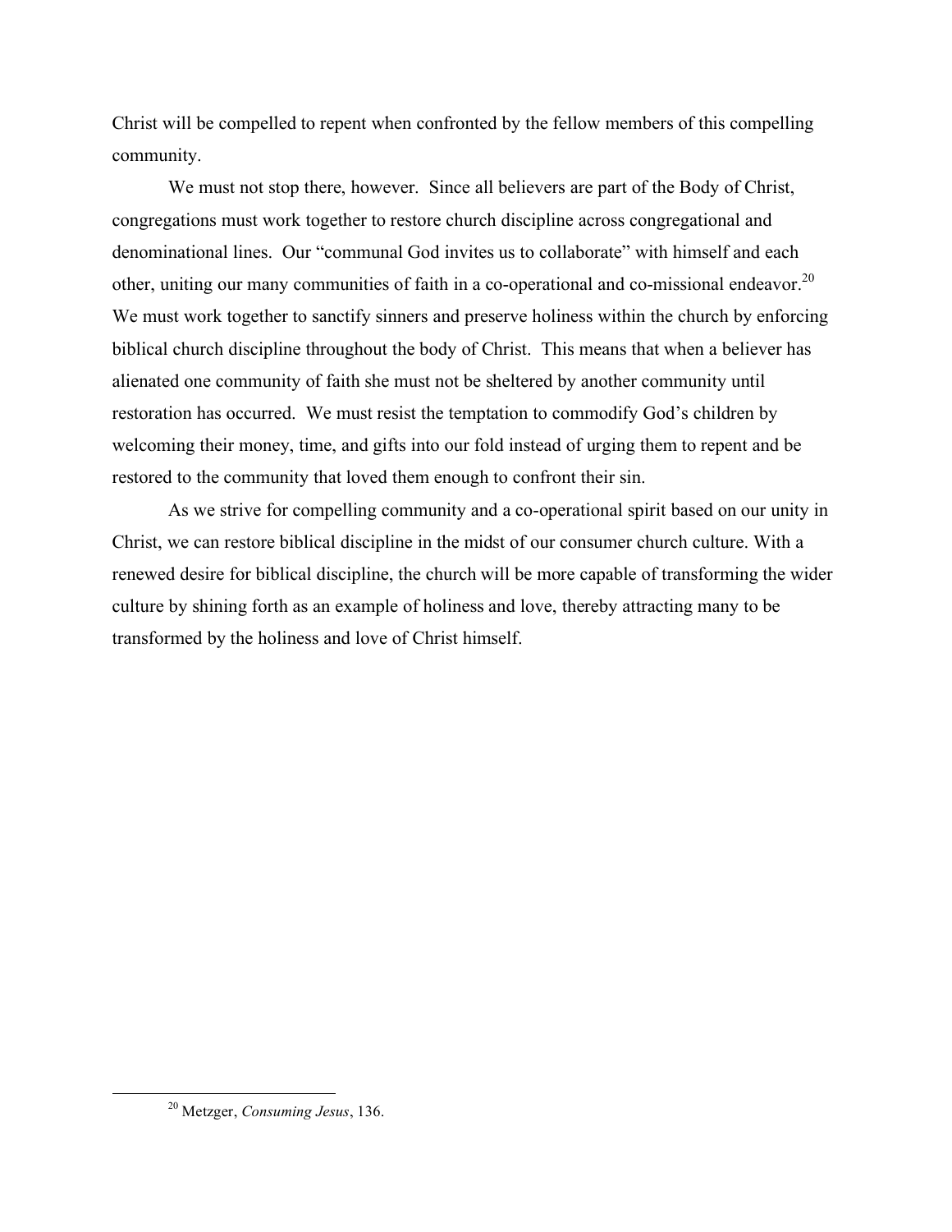Christ will be compelled to repent when confronted by the fellow members of this compelling community.

We must not stop there, however. Since all believers are part of the Body of Christ, congregations must work together to restore church discipline across congregational and denominational lines. Our "communal God invites us to collaborate" with himself and each other, uniting our many communities of faith in a co-operational and co-missional endeavor.[20] We must work together to sanctify sinners and preserve holiness within the church by enforcing biblical church discipline throughout the body of Christ. This means that when a believer has alienated one community of faith she must not be sheltered by another community until restoration has occurred. We must resist the temptation to commodify God's children by welcoming their money, time, and gifts into our fold instead of urging them to repent and be restored to the community that loved them enough to confront their sin.

As we strive for compelling community and a co-operational spirit based on our unity in Christ, we can restore biblical discipline in the midst of our consumer church culture. With a renewed desire for biblical discipline, the church will be more capable of transforming the wider culture by shining forth as an example of holiness and love, thereby attracting many to be transformed by the holiness and love of Christ himself.

---

[20] Metzger, *Consuming Jesus*, 136.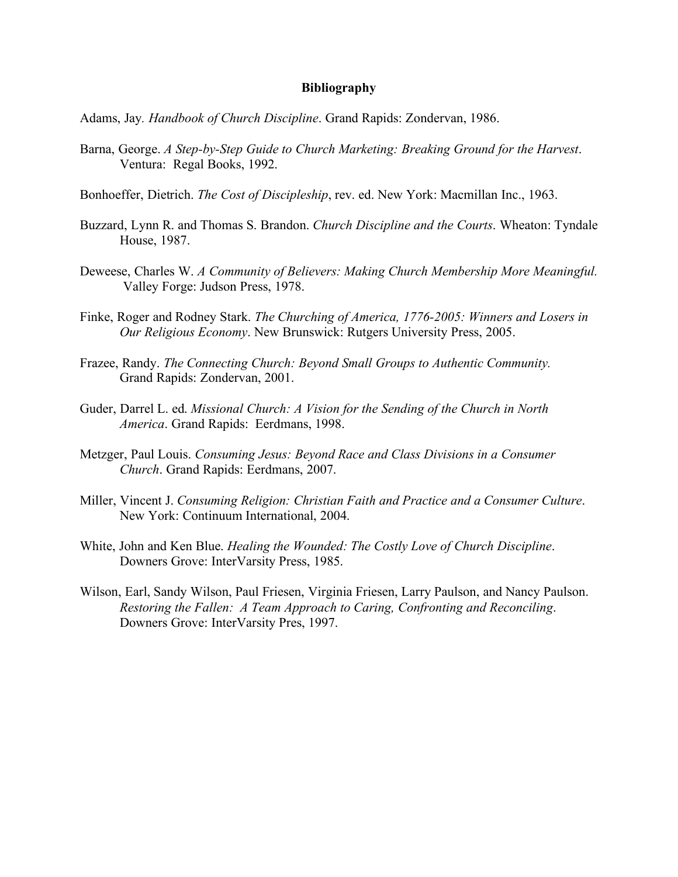## Bibliography

Adams, Jay. *Handbook of Church Discipline*. Grand Rapids: Zondervan, 1986.

Barna, George. *A Step-by-Step Guide to Church Marketing: Breaking Ground for the Harvest*. Ventura: Regal Books, 1992.

Bonhoeffer, Dietrich. *The Cost of Discipleship*, rev. ed. New York: Macmillan Inc., 1963.

Buzzard, Lynn R. and Thomas S. Brandon. *Church Discipline and the Courts*. Wheaton: Tyndale House, 1987.

Deweese, Charles W. *A Community of Believers: Making Church Membership More Meaningful.* Valley Forge: Judson Press, 1978.

Finke, Roger and Rodney Stark. *The Churching of America, 1776-2005: Winners and Losers in Our Religious Economy*. New Brunswick: Rutgers University Press, 2005.

Frazee, Randy. *The Connecting Church: Beyond Small Groups to Authentic Community.* Grand Rapids: Zondervan, 2001.

Guder, Darrel L. ed. *Missional Church: A Vision for the Sending of the Church in North America*. Grand Rapids: Eerdmans, 1998.

Metzger, Paul Louis. *Consuming Jesus: Beyond Race and Class Divisions in a Consumer Church*. Grand Rapids: Eerdmans, 2007.

Miller, Vincent J. *Consuming Religion: Christian Faith and Practice and a Consumer Culture*. New York: Continuum International, 2004.

White, John and Ken Blue. *Healing the Wounded: The Costly Love of Church Discipline*. Downers Grove: InterVarsity Press, 1985.

Wilson, Earl, Sandy Wilson, Paul Friesen, Virginia Friesen, Larry Paulson, and Nancy Paulson. *Restoring the Fallen: A Team Approach to Caring, Confronting and Reconciling*. Downers Grove: InterVarsity Pres, 1997.